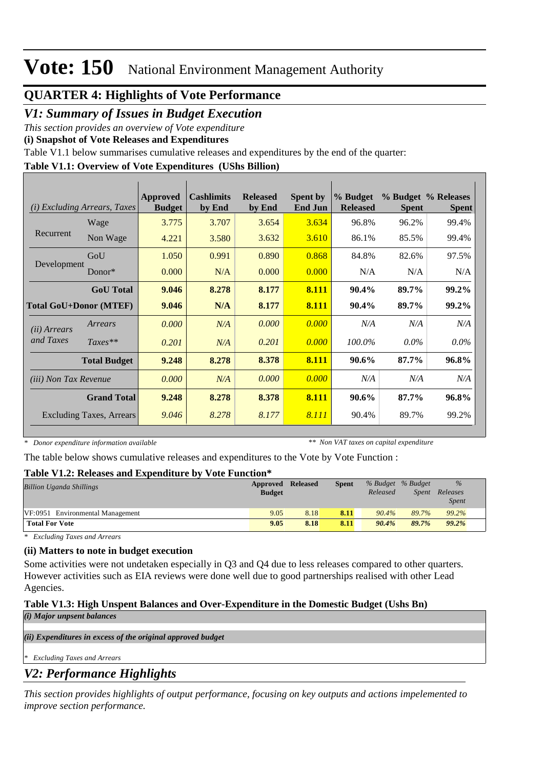# Vote: 150 National Environment Management Authority

## QUARTER 4: Highlights of Vote Performance

## *V1: Summary of Issues in Budget Execution*

*This section provides an overview of Vote expenditure*

**(i) Snapshot of Vote Releases and Expenditures**

Table V1.1 below summarises cumulative releases and expenditures by the end of the quarter:

**Table V1.1: Overview of Vote Expenditures (UShs Billion)**

| *(i) Excluding Arrears, Taxes* | | Approved Budget | Cashlimits by End | Released by End | Spent by End Jun | % Budget Released | % Budget Spent | % Releases Spent |
|---|---|---|---|---|---|---|---|---|
| Recurrent | Wage | 3.775 | 3.707 | 3.654 | 3.634 | 96.8% | 96.2% | 99.4% |
| | Non Wage | 4.221 | 3.580 | 3.632 | 3.610 | 86.1% | 85.5% | 99.4% |
| Development | GoU | 1.050 | 0.991 | 0.890 | 0.868 | 84.8% | 82.6% | 97.5% |
| | Donor* | 0.000 | N/A | 0.000 | 0.000 | N/A | N/A | N/A |
| | **GoU Total** | **9.046** | **8.278** | **8.177** | **8.111** | **90.4%** | **89.7%** | **99.2%** |
| **Total GoU+Donor (MTEF)** | | **9.046** | **N/A** | **8.177** | **8.111** | **90.4%** | **89.7%** | **99.2%** |
| *(ii) Arrears and Taxes* | *Arrears* | *0.000* | *N/A* | *0.000* | *0.000* | *N/A* | *N/A* | *N/A* |
| | *Taxes*** | *0.201* | *N/A* | *0.201* | *0.000* | *100.0%* | *0.0%* | *0.0%* |
| | **Total Budget** | **9.248** | **8.278** | **8.378** | **8.111** | **90.6%** | **87.7%** | **96.8%** |
| *(iii) Non Tax Revenue* | | *0.000* | *N/A* | *0.000* | *0.000* | *N/A* | *N/A* | *N/A* |
| | **Grand Total** | **9.248** | **8.278** | **8.378** | **8.111** | **90.6%** | **87.7%** | **96.8%** |
| | Excluding Taxes, Arrears | *9.046* | *8.278* | *8.177* | *8.111* | 90.4% | 89.7% | 99.2% |

*\* Donor expenditure information available* *\*\* Non VAT taxes on capital expenditure*

The table below shows cumulative releases and expenditures to the Vote by Vote Function :

**Table V1.2: Releases and Expenditure by Vote Function***

| *Billion Uganda Shillings* | Approved Budget | Released | Spent | *% Budget Released* | *% Budget Spent* | *% Releases Spent* |
|---|---|---|---|---|---|---|
| VF:0951 Environmental Management | 9.05 | 8.18 | 8.11 | *90.4%* | *89.7%* | *99.2%* |
| **Total For Vote** | **9.05** | **8.18** | **8.11** | ***90.4%*** | ***89.7%*** | ***99.2%*** |

*\* Excluding Taxes and Arrears*

**(ii) Matters to note in budget execution**

Some activities were not undetaken especially in Q3 and Q4 due to less releases compared to other quarters. However activities such as EIA reviews were done well due to good partnerships realised with other Lead Agencies.

**Table V1.3: High Unspent Balances and Over-Expenditure in the Domestic Budget (Ushs Bn)**

***(i) Major unpsent balances***

***(ii) Expenditures in excess of the original approved budget***

*\* Excluding Taxes and Arrears*

## *V2: Performance Highlights*

*This section provides highlights of output performance, focusing on key outputs and actions impelemented to improve section performance.*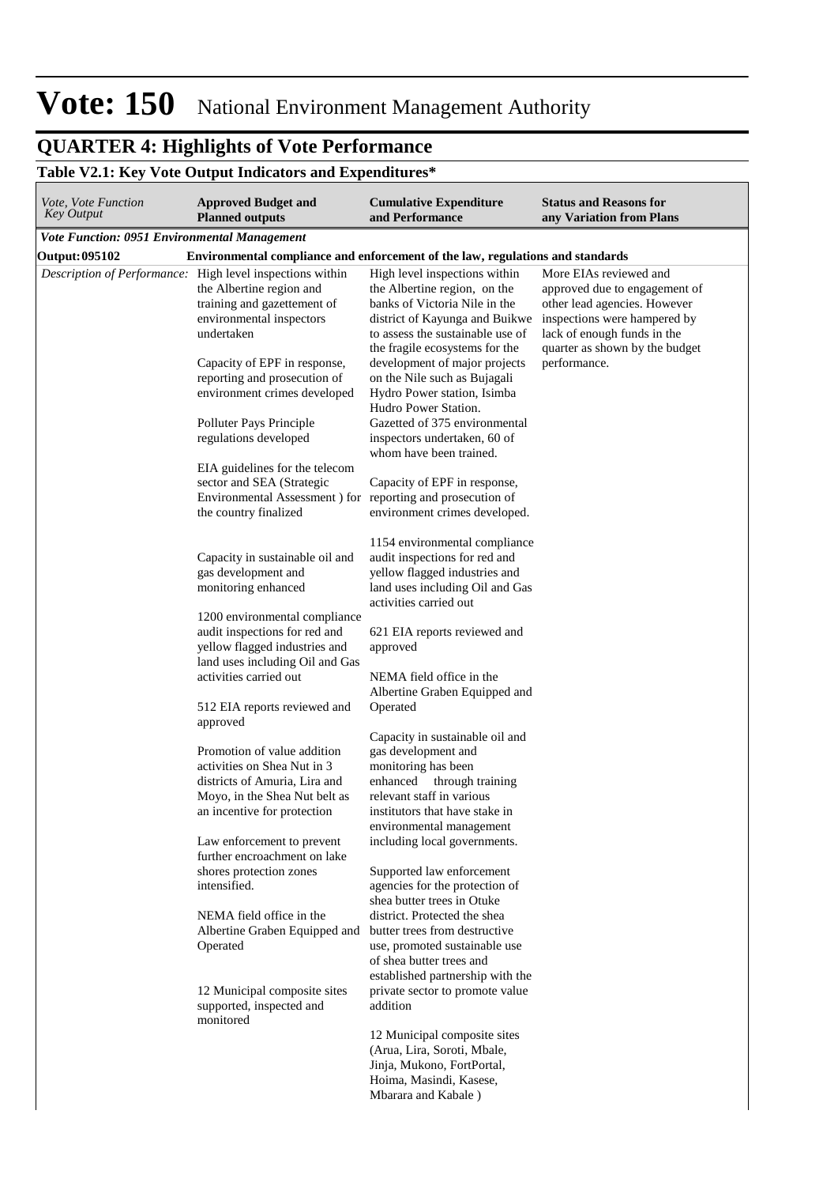# Vote: 150 National Environment Management Authority

## QUARTER 4: Highlights of Vote Performance

### Table V2.1: Key Vote Output Indicators and Expenditures*

| *Vote, Vote Function Key Output* | **Approved Budget and Planned outputs** | **Cumulative Expenditure and Performance** | **Status and Reasons for any Variation from Plans** |
|---|---|---|---|
| ***Vote Function: 0951 Environmental Management*** | | | |
| **Output: 095102** | **Environmental compliance and enforcement of the law, regulations and standards** | | |
| *Description of Performance:* | High level inspections within the Albertine region and training and gazettement of environmental inspectors undertaken<br><br>Capacity of EPF in response, reporting and prosecution of environment crimes developed<br><br>Polluter Pays Principle regulations developed<br><br>EIA guidelines for the telecom sector and SEA (Strategic Environmental Assessment ) for the country finalized<br><br>Capacity in sustainable oil and gas development and monitoring enhanced<br><br>1200 environmental compliance audit inspections for red and yellow flagged industries and land uses including Oil and Gas activities carried out<br><br>512 EIA reports reviewed and approved<br><br>Promotion of value addition activities on Shea Nut in 3 districts of Amuria, Lira and Moyo, in the Shea Nut belt as an incentive for protection<br><br>Law enforcement to prevent further encroachment on lake shores protection zones intensified.<br><br>NEMA field office in the Albertine Graben Equipped and Operated<br><br>12 Municipal composite sites supported, inspected and monitored | High level inspections within the Albertine region, on the banks of Victoria Nile in the district of Kayunga and Buikwe to assess the sustainable use of the fragile ecosystems for the development of major projects on the Nile such as Bujagali Hydro Power station, Isimba Hudro Power Station.<br>Gazetted of 375 environmental inspectors undertaken, 60 of whom have been trained.<br><br>Capacity of EPF in response, reporting and prosecution of environment crimes developed.<br><br>1154 environmental compliance audit inspections for red and yellow flagged industries and land uses including Oil and Gas activities carried out<br><br>621 EIA reports reviewed and approved<br><br>NEMA field office in the Albertine Graben Equipped and Operated<br><br>Capacity in sustainable oil and gas development and monitoring has been enhanced through training relevant staff in various institutors that have stake in environmental management including local governments.<br><br>Supported law enforcement agencies for the protection of shea butter trees in Otuke district. Protected the shea butter trees from destructive use, promoted sustainable use of shea butter trees and established partnership with the private sector to promote value addition<br><br>12 Municipal composite sites (Arua, Lira, Soroti, Mbale, Jinja, Mukono, FortPortal, Hoima, Masindi, Kasese, Mbarara and Kabale ) | More EIAs reviewed and approved due to engagement of other lead agencies. However inspections were hampered by lack of enough funds in the quarter as shown by the budget performance. |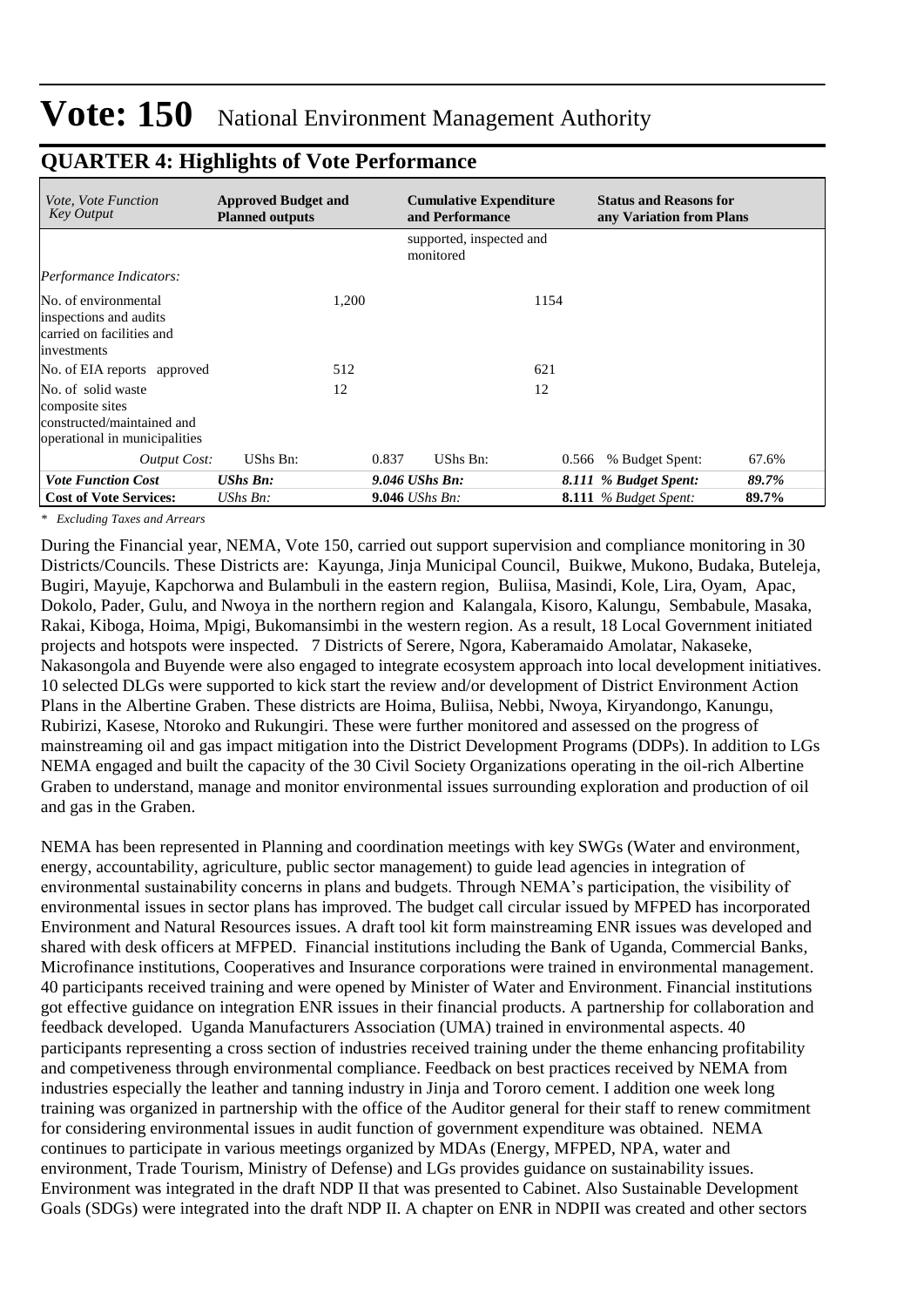# Vote: 150 National Environment Management Authority

## QUARTER 4: Highlights of Vote Performance

| *Vote, Vote Function Key Output* | **Approved Budget and Planned outputs** | | **Cumulative Expenditure and Performance** | | **Status and Reasons for any Variation from Plans** | |
|---|---|---|---|---|---|---|
| | | | supported, inspected and monitored | | | |
| *Performance Indicators:* | | | | | | |
| No. of environmental inspections and audits carried on facilities and investments | | 1,200 | | 1154 | | |
| No. of EIA reports approved | | 512 | | 621 | | |
| No. of solid waste composite sites constructed/maintained and operational in municipalities | | 12 | | 12 | | |
| *Output Cost:* | UShs Bn: | 0.837 | UShs Bn: | 0.566 | % Budget Spent: | 67.6% |
| ***Vote Function Cost*** | ***UShs Bn:*** | | ***9.046 UShs Bn:*** | | ***8.111 % Budget Spent:*** | ***89.7%*** |
| **Cost of Vote Services:** | *UShs Bn:* | | **9.046** *UShs Bn:* | | **8.111** *% Budget Spent:* | **89.7%** |

*\* Excluding Taxes and Arrears*

During the Financial year, NEMA, Vote 150, carried out support supervision and compliance monitoring in 30 Districts/Councils. These Districts are: Kayunga, Jinja Municipal Council, Buikwe, Mukono, Budaka, Buteleja, Bugiri, Mayuje, Kapchorwa and Bulambuli in the eastern region, Buliisa, Masindi, Kole, Lira, Oyam, Apac, Dokolo, Pader, Gulu, and Nwoya in the northern region and Kalangala, Kisoro, Kalungu, Sembabule, Masaka, Rakai, Kiboga, Hoima, Mpigi, Bukomansimbi in the western region. As a result, 18 Local Government initiated projects and hotspots were inspected. 7 Districts of Serere, Ngora, Kaberamaido Amolatar, Nakaseke, Nakasongola and Buyende were also engaged to integrate ecosystem approach into local development initiatives. 10 selected DLGs were supported to kick start the review and/or development of District Environment Action Plans in the Albertine Graben. These districts are Hoima, Buliisa, Nebbi, Nwoya, Kiryandongo, Kanungu, Rubirizi, Kasese, Ntoroko and Rukungiri. These were further monitored and assessed on the progress of mainstreaming oil and gas impact mitigation into the District Development Programs (DDPs). In addition to LGs NEMA engaged and built the capacity of the 30 Civil Society Organizations operating in the oil-rich Albertine Graben to understand, manage and monitor environmental issues surrounding exploration and production of oil and gas in the Graben.

NEMA has been represented in Planning and coordination meetings with key SWGs (Water and environment, energy, accountability, agriculture, public sector management) to guide lead agencies in integration of environmental sustainability concerns in plans and budgets. Through NEMA's participation, the visibility of environmental issues in sector plans has improved. The budget call circular issued by MFPED has incorporated Environment and Natural Resources issues. A draft tool kit form mainstreaming ENR issues was developed and shared with desk officers at MFPED. Financial institutions including the Bank of Uganda, Commercial Banks, Microfinance institutions, Cooperatives and Insurance corporations were trained in environmental management. 40 participants received training and were opened by Minister of Water and Environment. Financial institutions got effective guidance on integration ENR issues in their financial products. A partnership for collaboration and feedback developed. Uganda Manufacturers Association (UMA) trained in environmental aspects. 40 participants representing a cross section of industries received training under the theme enhancing profitability and competiveness through environmental compliance. Feedback on best practices received by NEMA from industries especially the leather and tanning industry in Jinja and Tororo cement. I addition one week long training was organized in partnership with the office of the Auditor general for their staff to renew commitment for considering environmental issues in audit function of government expenditure was obtained. NEMA continues to participate in various meetings organized by MDAs (Energy, MFPED, NPA, water and environment, Trade Tourism, Ministry of Defense) and LGs provides guidance on sustainability issues. Environment was integrated in the draft NDP II that was presented to Cabinet. Also Sustainable Development Goals (SDGs) were integrated into the draft NDP II. A chapter on ENR in NDPII was created and other sectors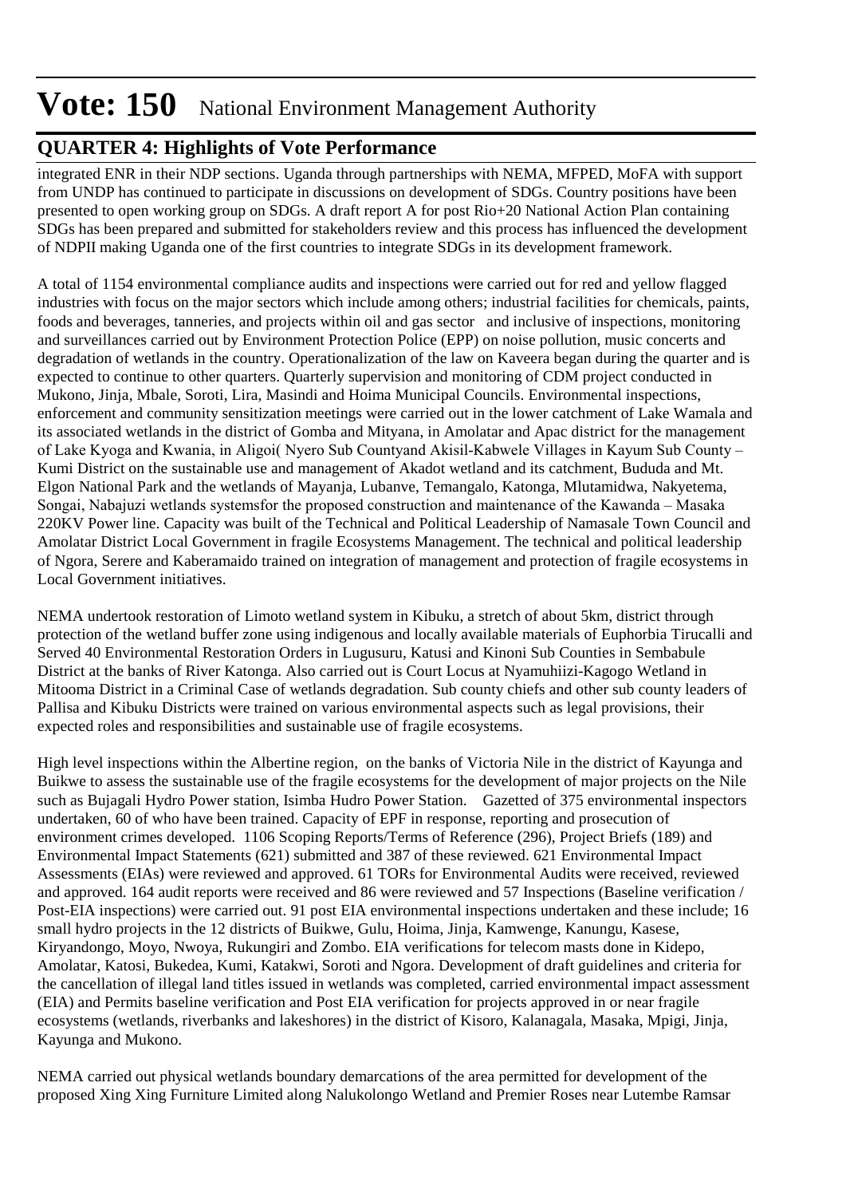# Vote: 150 National Environment Management Authority

## QUARTER 4: Highlights of Vote Performance

integrated ENR in their NDP sections. Uganda through partnerships with NEMA, MFPED, MoFA with support from UNDP has continued to participate in discussions on development of SDGs. Country positions have been presented to open working group on SDGs. A draft report A for post Rio+20 National Action Plan containing SDGs has been prepared and submitted for stakeholders review and this process has influenced the development of NDPII making Uganda one of the first countries to integrate SDGs in its development framework.

A total of 1154 environmental compliance audits and inspections were carried out for red and yellow flagged industries with focus on the major sectors which include among others; industrial facilities for chemicals, paints, foods and beverages, tanneries, and projects within oil and gas sector and inclusive of inspections, monitoring and surveillances carried out by Environment Protection Police (EPP) on noise pollution, music concerts and degradation of wetlands in the country. Operationalization of the law on Kaveera began during the quarter and is expected to continue to other quarters. Quarterly supervision and monitoring of CDM project conducted in Mukono, Jinja, Mbale, Soroti, Lira, Masindi and Hoima Municipal Councils. Environmental inspections, enforcement and community sensitization meetings were carried out in the lower catchment of Lake Wamala and its associated wetlands in the district of Gomba and Mityana, in Amolatar and Apac district for the management of Lake Kyoga and Kwania, in Aligoi( Nyero Sub Countyand Akisil-Kabwele Villages in Kayum Sub County – Kumi District on the sustainable use and management of Akadot wetland and its catchment, Bududa and Mt. Elgon National Park and the wetlands of Mayanja, Lubanve, Temangalo, Katonga, Mlutamidwa, Nakyetema, Songai, Nabajuzi wetlands systemsfor the proposed construction and maintenance of the Kawanda – Masaka 220KV Power line. Capacity was built of the Technical and Political Leadership of Namasale Town Council and Amolatar District Local Government in fragile Ecosystems Management. The technical and political leadership of Ngora, Serere and Kaberamaido trained on integration of management and protection of fragile ecosystems in Local Government initiatives.

NEMA undertook restoration of Limoto wetland system in Kibuku, a stretch of about 5km, district through protection of the wetland buffer zone using indigenous and locally available materials of Euphorbia Tirucalli and Served 40 Environmental Restoration Orders in Lugusuru, Katusi and Kinoni Sub Counties in Sembabule District at the banks of River Katonga. Also carried out is Court Locus at Nyamuhiizi-Kagogo Wetland in Mitooma District in a Criminal Case of wetlands degradation. Sub county chiefs and other sub county leaders of Pallisa and Kibuku Districts were trained on various environmental aspects such as legal provisions, their expected roles and responsibilities and sustainable use of fragile ecosystems.

High level inspections within the Albertine region, on the banks of Victoria Nile in the district of Kayunga and Buikwe to assess the sustainable use of the fragile ecosystems for the development of major projects on the Nile such as Bujagali Hydro Power station, Isimba Hudro Power Station. Gazetted of 375 environmental inspectors undertaken, 60 of who have been trained. Capacity of EPF in response, reporting and prosecution of environment crimes developed. 1106 Scoping Reports/Terms of Reference (296), Project Briefs (189) and Environmental Impact Statements (621) submitted and 387 of these reviewed. 621 Environmental Impact Assessments (EIAs) were reviewed and approved. 61 TORs for Environmental Audits were received, reviewed and approved. 164 audit reports were received and 86 were reviewed and 57 Inspections (Baseline verification / Post-EIA inspections) were carried out. 91 post EIA environmental inspections undertaken and these include; 16 small hydro projects in the 12 districts of Buikwe, Gulu, Hoima, Jinja, Kamwenge, Kanungu, Kasese, Kiryandongo, Moyo, Nwoya, Rukungiri and Zombo. EIA verifications for telecom masts done in Kidepo, Amolatar, Katosi, Bukedea, Kumi, Katakwi, Soroti and Ngora. Development of draft guidelines and criteria for the cancellation of illegal land titles issued in wetlands was completed, carried environmental impact assessment (EIA) and Permits baseline verification and Post EIA verification for projects approved in or near fragile ecosystems (wetlands, riverbanks and lakeshores) in the district of Kisoro, Kalanagala, Masaka, Mpigi, Jinja, Kayunga and Mukono.

NEMA carried out physical wetlands boundary demarcations of the area permitted for development of the proposed Xing Xing Furniture Limited along Nalukolongo Wetland and Premier Roses near Lutembe Ramsar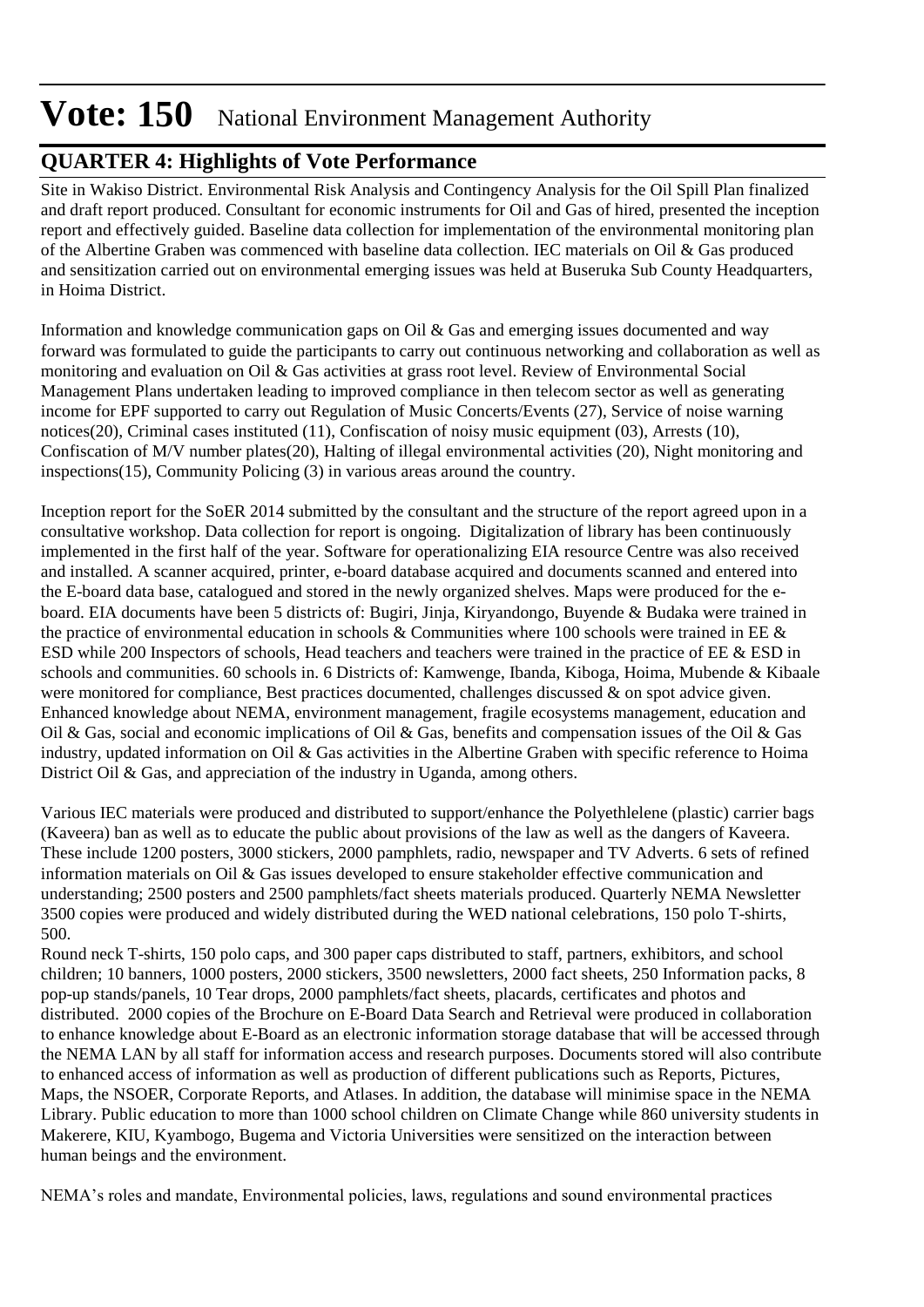# Vote: 150 National Environment Management Authority

## QUARTER 4: Highlights of Vote Performance

Site in Wakiso District. Environmental Risk Analysis and Contingency Analysis for the Oil Spill Plan finalized and draft report produced. Consultant for economic instruments for Oil and Gas of hired, presented the inception report and effectively guided. Baseline data collection for implementation of the environmental monitoring plan of the Albertine Graben was commenced with baseline data collection. IEC materials on Oil & Gas produced and sensitization carried out on environmental emerging issues was held at Buseruka Sub County Headquarters, in Hoima District.

Information and knowledge communication gaps on Oil & Gas and emerging issues documented and way forward was formulated to guide the participants to carry out continuous networking and collaboration as well as monitoring and evaluation on Oil & Gas activities at grass root level. Review of Environmental Social Management Plans undertaken leading to improved compliance in then telecom sector as well as generating income for EPF supported to carry out Regulation of Music Concerts/Events (27), Service of noise warning notices(20), Criminal cases instituted (11), Confiscation of noisy music equipment (03), Arrests (10), Confiscation of M/V number plates(20), Halting of illegal environmental activities (20), Night monitoring and inspections(15), Community Policing (3) in various areas around the country.

Inception report for the SoER 2014 submitted by the consultant and the structure of the report agreed upon in a consultative workshop. Data collection for report is ongoing. Digitalization of library has been continuously implemented in the first half of the year. Software for operationalizing EIA resource Centre was also received and installed. A scanner acquired, printer, e-board database acquired and documents scanned and entered into the E-board data base, catalogued and stored in the newly organized shelves. Maps were produced for the e-board. EIA documents have been 5 districts of: Bugiri, Jinja, Kiryandongo, Buyende & Budaka were trained in the practice of environmental education in schools & Communities where 100 schools were trained in EE & ESD while 200 Inspectors of schools, Head teachers and teachers were trained in the practice of EE & ESD in schools and communities. 60 schools in. 6 Districts of: Kamwenge, Ibanda, Kiboga, Hoima, Mubende & Kibaale were monitored for compliance, Best practices documented, challenges discussed & on spot advice given. Enhanced knowledge about NEMA, environment management, fragile ecosystems management, education and Oil & Gas, social and economic implications of Oil & Gas, benefits and compensation issues of the Oil & Gas industry, updated information on Oil & Gas activities in the Albertine Graben with specific reference to Hoima District Oil & Gas, and appreciation of the industry in Uganda, among others.

Various IEC materials were produced and distributed to support/enhance the Polyethlelene (plastic) carrier bags (Kaveera) ban as well as to educate the public about provisions of the law as well as the dangers of Kaveera. These include 1200 posters, 3000 stickers, 2000 pamphlets, radio, newspaper and TV Adverts. 6 sets of refined information materials on Oil & Gas issues developed to ensure stakeholder effective communication and understanding; 2500 posters and 2500 pamphlets/fact sheets materials produced. Quarterly NEMA Newsletter 3500 copies were produced and widely distributed during the WED national celebrations, 150 polo T-shirts, 500.
Round neck T-shirts, 150 polo caps, and 300 paper caps distributed to staff, partners, exhibitors, and school children; 10 banners, 1000 posters, 2000 stickers, 3500 newsletters, 2000 fact sheets, 250 Information packs, 8 pop-up stands/panels, 10 Tear drops, 2000 pamphlets/fact sheets, placards, certificates and photos and distributed. 2000 copies of the Brochure on E-Board Data Search and Retrieval were produced in collaboration to enhance knowledge about E-Board as an electronic information storage database that will be accessed through the NEMA LAN by all staff for information access and research purposes. Documents stored will also contribute to enhanced access of information as well as production of different publications such as Reports, Pictures, Maps, the NSOER, Corporate Reports, and Atlases. In addition, the database will minimise space in the NEMA Library. Public education to more than 1000 school children on Climate Change while 860 university students in Makerere, KIU, Kyambogo, Bugema and Victoria Universities were sensitized on the interaction between human beings and the environment.

NEMA's roles and mandate, Environmental policies, laws, regulations and sound environmental practices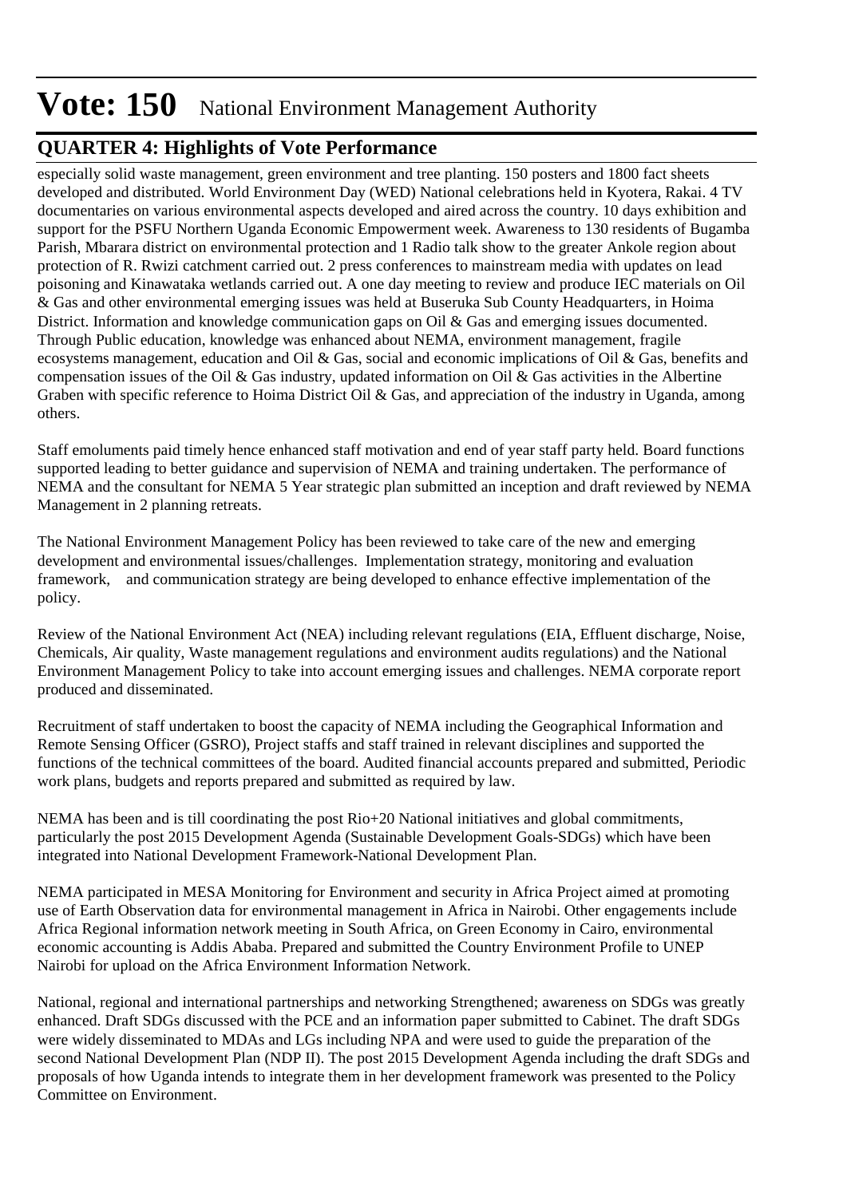especially solid waste management, green environment and tree planting. 150 posters and 1800 fact sheets developed and distributed. World Environment Day (WED) National celebrations held in Kyotera, Rakai. 4 TV documentaries on various environmental aspects developed and aired across the country. 10 days exhibition and support for the PSFU Northern Uganda Economic Empowerment week. Awareness to 130 residents of Bugamba Parish, Mbarara district on environmental protection and 1 Radio talk show to the greater Ankole region about protection of R. Rwizi catchment carried out. 2 press conferences to mainstream media with updates on lead poisoning and Kinawataka wetlands carried out. A one day meeting to review and produce IEC materials on Oil & Gas and other environmental emerging issues was held at Buseruka Sub County Headquarters, in Hoima District. Information and knowledge communication gaps on Oil & Gas and emerging issues documented. Through Public education, knowledge was enhanced about NEMA, environment management, fragile ecosystems management, education and Oil & Gas, social and economic implications of Oil & Gas, benefits and compensation issues of the Oil & Gas industry, updated information on Oil & Gas activities in the Albertine Graben with specific reference to Hoima District Oil & Gas, and appreciation of the industry in Uganda, among others.

Staff emoluments paid timely hence enhanced staff motivation and end of year staff party held. Board functions supported leading to better guidance and supervision of NEMA and training undertaken. The performance of NEMA and the consultant for NEMA 5 Year strategic plan submitted an inception and draft reviewed by NEMA Management in 2 planning retreats.

The National Environment Management Policy has been reviewed to take care of the new and emerging development and environmental issues/challenges. Implementation strategy, monitoring and evaluation framework, and communication strategy are being developed to enhance effective implementation of the policy.

Review of the National Environment Act (NEA) including relevant regulations (EIA, Effluent discharge, Noise, Chemicals, Air quality, Waste management regulations and environment audits regulations) and the National Environment Management Policy to take into account emerging issues and challenges. NEMA corporate report produced and disseminated.

Recruitment of staff undertaken to boost the capacity of NEMA including the Geographical Information and Remote Sensing Officer (GSRO), Project staffs and staff trained in relevant disciplines and supported the functions of the technical committees of the board. Audited financial accounts prepared and submitted, Periodic work plans, budgets and reports prepared and submitted as required by law.

NEMA has been and is till coordinating the post Rio+20 National initiatives and global commitments, particularly the post 2015 Development Agenda (Sustainable Development Goals-SDGs) which have been integrated into National Development Framework-National Development Plan.

NEMA participated in MESA Monitoring for Environment and security in Africa Project aimed at promoting use of Earth Observation data for environmental management in Africa in Nairobi. Other engagements include Africa Regional information network meeting in South Africa, on Green Economy in Cairo, environmental economic accounting is Addis Ababa. Prepared and submitted the Country Environment Profile to UNEP Nairobi for upload on the Africa Environment Information Network.

National, regional and international partnerships and networking Strengthened; awareness on SDGs was greatly enhanced. Draft SDGs discussed with the PCE and an information paper submitted to Cabinet. The draft SDGs were widely disseminated to MDAs and LGs including NPA and were used to guide the preparation of the second National Development Plan (NDP II). The post 2015 Development Agenda including the draft SDGs and proposals of how Uganda intends to integrate them in her development framework was presented to the Policy Committee on Environment.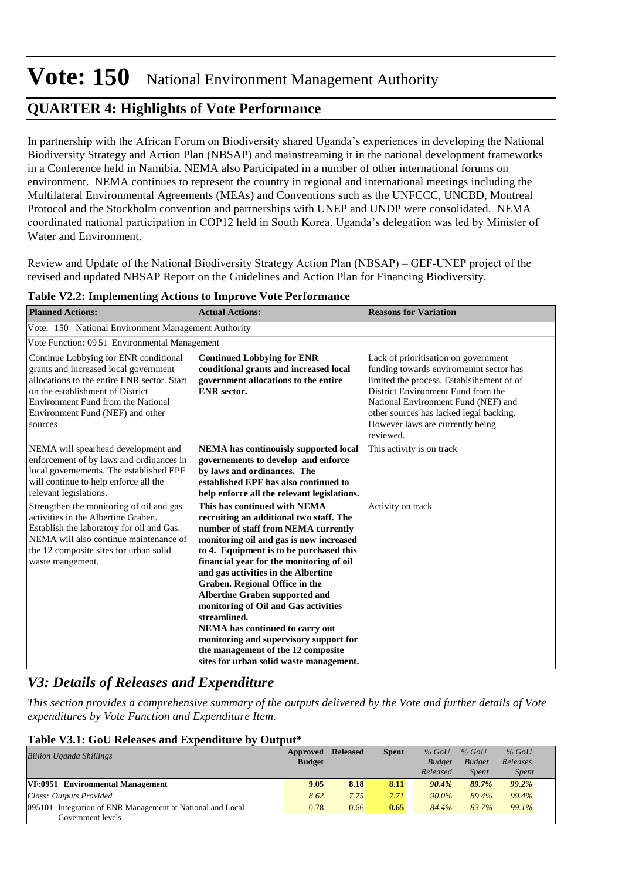# Vote: 150 National Environment Management Authority

## QUARTER 4: Highlights of Vote Performance

In partnership with the African Forum on Biodiversity shared Uganda's experiences in developing the National Biodiversity Strategy and Action Plan (NBSAP) and mainstreaming it in the national development frameworks in a Conference held in Namibia. NEMA also Participated in a number of other international forums on environment. NEMA continues to represent the country in regional and international meetings including the Multilateral Environmental Agreements (MEAs) and Conventions such as the UNFCCC, UNCBD, Montreal Protocol and the Stockholm convention and partnerships with UNEP and UNDP were consolidated. NEMA coordinated national participation in COP12 held in South Korea. Uganda's delegation was led by Minister of Water and Environment.

Review and Update of the National Biodiversity Strategy Action Plan (NBSAP) – GEF-UNEP project of the revised and updated NBSAP Report on the Guidelines and Action Plan for Financing Biodiversity.

**Table V2.2: Implementing Actions to Improve Vote Performance**

| Planned Actions: | Actual Actions: | Reasons for Variation |
|---|---|---|
| Vote: 150 National Environment Management Authority | | |
| Vote Function: 09 51 Environmental Management | | |
| Continue Lobbying for ENR conditional grants and increased local government allocations to the entire ENR sector. Start on the establishment of District Environment Fund from the National Environment Fund (NEF) and other sources | **Continued Lobbying for ENR conditional grants and increased local government allocations to the entire ENR sector.** | Lack of prioritisation on government funding towards envirornemnt sector has limited the process. Establsihement of of District Environment Fund from the National Environment Fund (NEF) and other sources has lacked legal backing. However laws are currently being reviewed. |
| NEMA will spearhead development and enforcement of by laws and ordinances in local governements. The established EPF will continue to help enforce all the relevant legislations. | **NEMA has continouisly supported local governements to develop and enforce by laws and ordinances. The established EPF has also continued to help enforce all the relevant legislations.** | This activity is on track |
| Strengthen the monitoring of oil and gas activities in the Albertine Graben. Establish the laboratory for oil and Gas. NEMA will also continue maintenance of the 12 composite sites for urban solid waste mangement. | **This has continued with NEMA recruiting an additional two staff. The number of staff from NEMA currently monitoring oil and gas is now increased to 4. Equipment is to be purchased this financial year for the monitoring of oil and gas activities in the Albertine Graben. Regional Office in the Albertine Graben supported and monitoring of Oil and Gas activities streamlined. NEMA has continued to carry out monitoring and supervisory support for the management of the 12 composite sites for urban solid waste management.** | Activity on track |

## *V3: Details of Releases and Expenditure*

*This section provides a comprehensive summary of the outputs delivered by the Vote and further details of Vote expenditures by Vote Function and Expenditure Item.*

**Table V3.1: GoU Releases and Expenditure by Output***

| *Billion Uganda Shillings* | Approved Budget | Released | Spent | *% GoU Budget Released* | *% GoU Budget Spent* | *% GoU Releases Spent* |
|---|---|---|---|---|---|---|
| **VF:0951 Environmental Management** | **9.05** | **8.18** | **8.11** | ***90.4%*** | ***89.7%*** | ***99.2%*** |
| *Class: Outputs Provided* | *8.62* | *7.75* | *7.71* | *90.0%* | *89.4%* | *99.4%* |
| 095101 Integration of ENR Management at National and Local Government levels | 0.78 | 0.66 | **0.65** | *84.4%* | *83.7%* | *99.1%* |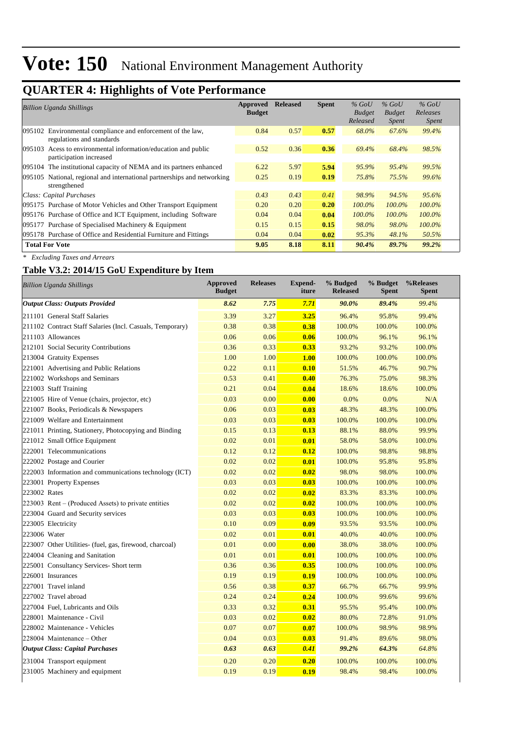# Vote: 150 National Environment Management Authority

## QUARTER 4: Highlights of Vote Performance

| *Billion Uganda Shillings* | Approved Budget | Released | Spent | *% GoU Budget Released* | *% GoU Budget Spent* | *% GoU Releases Spent* |
|---|---|---|---|---|---|---|
| 095102 Environmental compliance and enforcement of the law, regulations and standards | 0.84 | 0.57 | **0.57** | *68.0%* | *67.6%* | *99.4%* |
| 095103 Acess to environmental information/education and public participation increased | 0.52 | 0.36 | **0.36** | *69.4%* | *68.4%* | *98.5%* |
| 095104 The institutional capacity of NEMA and its partners enhanced | 6.22 | 5.97 | **5.94** | *95.9%* | *95.4%* | *99.5%* |
| 095105 National, regional and international partnerships and networking strengthened | 0.25 | 0.19 | **0.19** | *75.8%* | *75.5%* | *99.6%* |
| *Class: Capital Purchases* | *0.43* | *0.43* | *0.41* | *98.9%* | *94.5%* | *95.6%* |
| 095175 Purchase of Motor Vehicles and Other Transport Equipment | 0.20 | 0.20 | **0.20** | *100.0%* | *100.0%* | *100.0%* |
| 095176 Purchase of Office and ICT Equipment, including Software | 0.04 | 0.04 | **0.04** | *100.0%* | *100.0%* | *100.0%* |
| 095177 Purchase of Specialised Machinery & Equipment | 0.15 | 0.15 | **0.15** | *98.0%* | *98.0%* | *100.0%* |
| 095178 Purchase of Office and Residential Furniture and Fittings | 0.04 | 0.04 | **0.02** | *95.3%* | *48.1%* | *50.5%* |
| **Total For Vote** | **9.05** | **8.18** | **8.11** | ***90.4%*** | ***89.7%*** | ***99.2%*** |

\* *Excluding Taxes and Arrears*

### Table V3.2: 2014/15 GoU Expenditure by Item

| *Billion Uganda Shillings* | Approved Budget | Releases | Expend-iture | % Budged Released | % Budget Spent | %Releases Spent |
|---|---|---|---|---|---|---|
| ***Output Class: Outputs Provided*** | ***8.62*** | ***7.75*** | ***7.71*** | ***90.0%*** | ***89.4%*** | *99.4%* |
| 211101 General Staff Salaries | 3.39 | 3.27 | **3.25** | 96.4% | 95.8% | 99.4% |
| 211102 Contract Staff Salaries (Incl. Casuals, Temporary) | 0.38 | 0.38 | **0.38** | 100.0% | 100.0% | 100.0% |
| 211103 Allowances | 0.06 | 0.06 | **0.06** | 100.0% | 96.1% | 96.1% |
| 212101 Social Security Contributions | 0.36 | 0.33 | **0.33** | 93.2% | 93.2% | 100.0% |
| 213004 Gratuity Expenses | 1.00 | 1.00 | **1.00** | 100.0% | 100.0% | 100.0% |
| 221001 Advertising and Public Relations | 0.22 | 0.11 | **0.10** | 51.5% | 46.7% | 90.7% |
| 221002 Workshops and Seminars | 0.53 | 0.41 | **0.40** | 76.3% | 75.0% | 98.3% |
| 221003 Staff Training | 0.21 | 0.04 | **0.04** | 18.6% | 18.6% | 100.0% |
| 221005 Hire of Venue (chairs, projector, etc) | 0.03 | 0.00 | **0.00** | 0.0% | 0.0% | N/A |
| 221007 Books, Periodicals & Newspapers | 0.06 | 0.03 | **0.03** | 48.3% | 48.3% | 100.0% |
| 221009 Welfare and Entertainment | 0.03 | 0.03 | **0.03** | 100.0% | 100.0% | 100.0% |
| 221011 Printing, Stationery, Photocopying and Binding | 0.15 | 0.13 | **0.13** | 88.1% | 88.0% | 99.9% |
| 221012 Small Office Equipment | 0.02 | 0.01 | **0.01** | 58.0% | 58.0% | 100.0% |
| 222001 Telecommunications | 0.12 | 0.12 | **0.12** | 100.0% | 98.8% | 98.8% |
| 222002 Postage and Courier | 0.02 | 0.02 | **0.01** | 100.0% | 95.8% | 95.8% |
| 222003 Information and communications technology (ICT) | 0.02 | 0.02 | **0.02** | 98.0% | 98.0% | 100.0% |
| 223001 Property Expenses | 0.03 | 0.03 | **0.03** | 100.0% | 100.0% | 100.0% |
| 223002 Rates | 0.02 | 0.02 | **0.02** | 83.3% | 83.3% | 100.0% |
| 223003 Rent – (Produced Assets) to private entities | 0.02 | 0.02 | **0.02** | 100.0% | 100.0% | 100.0% |
| 223004 Guard and Security services | 0.03 | 0.03 | **0.03** | 100.0% | 100.0% | 100.0% |
| 223005 Electricity | 0.10 | 0.09 | **0.09** | 93.5% | 93.5% | 100.0% |
| 223006 Water | 0.02 | 0.01 | **0.01** | 40.0% | 40.0% | 100.0% |
| 223007 Other Utilities- (fuel, gas, firewood, charcoal) | 0.01 | 0.00 | **0.00** | 38.0% | 38.0% | 100.0% |
| 224004 Cleaning and Sanitation | 0.01 | 0.01 | **0.01** | 100.0% | 100.0% | 100.0% |
| 225001 Consultancy Services- Short term | 0.36 | 0.36 | **0.35** | 100.0% | 100.0% | 100.0% |
| 226001 Insurances | 0.19 | 0.19 | **0.19** | 100.0% | 100.0% | 100.0% |
| 227001 Travel inland | 0.56 | 0.38 | **0.37** | 66.7% | 66.7% | 99.9% |
| 227002 Travel abroad | 0.24 | 0.24 | **0.24** | 100.0% | 99.6% | 99.6% |
| 227004 Fuel, Lubricants and Oils | 0.33 | 0.32 | **0.31** | 95.5% | 95.4% | 100.0% |
| 228001 Maintenance - Civil | 0.03 | 0.02 | **0.02** | 80.0% | 72.8% | 91.0% |
| 228002 Maintenance - Vehicles | 0.07 | 0.07 | **0.07** | 100.0% | 98.9% | 98.9% |
| 228004 Maintenance – Other | 0.04 | 0.03 | **0.03** | 91.4% | 89.6% | 98.0% |
| ***Output Class: Capital Purchases*** | ***0.63*** | ***0.63*** | ***0.41*** | ***99.2%*** | ***64.3%*** | *64.8%* |
| 231004 Transport equipment | 0.20 | 0.20 | **0.20** | 100.0% | 100.0% | 100.0% |
| 231005 Machinery and equipment | 0.19 | 0.19 | **0.19** | 98.4% | 98.4% | 100.0% |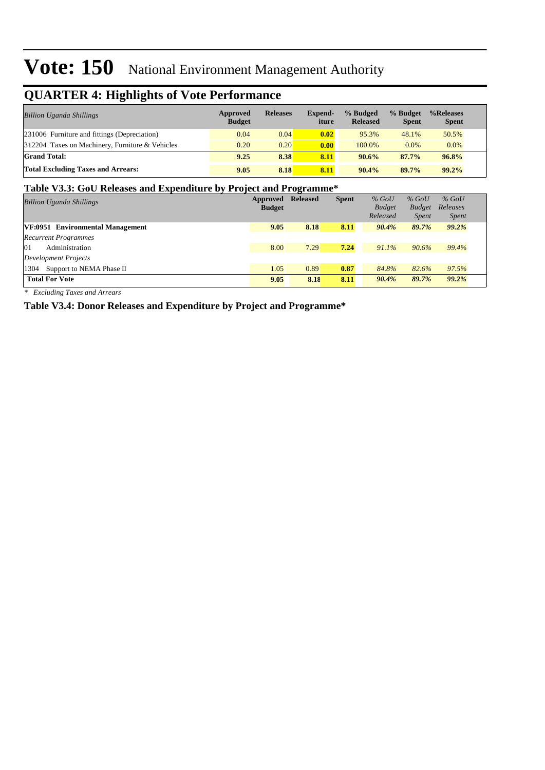# Vote: 150 National Environment Management Authority

## QUARTER 4: Highlights of Vote Performance

| *Billion Uganda Shillings* | Approved Budget | Releases | Expend-iture | % Budged Released | % Budget Spent | %Releases Spent |
|---|---|---|---|---|---|---|
| 231006 Furniture and fittings (Depreciation) | 0.04 | 0.04 | **0.02** | 95.3% | 48.1% | 50.5% |
| 312204 Taxes on Machinery, Furniture & Vehicles | 0.20 | 0.20 | **0.00** | 100.0% | 0.0% | 0.0% |
| **Grand Total:** | **9.25** | **8.38** | **8.11** | **90.6%** | **87.7%** | **96.8%** |
| **Total Excluding Taxes and Arrears:** | **9.05** | **8.18** | **8.11** | **90.4%** | **89.7%** | **99.2%** |

### Table V3.3: GoU Releases and Expenditure by Project and Programme*

| *Billion Uganda Shillings* | Approved Budget | Released | Spent | *% GoU Budget Released* | *% GoU Budget Spent* | *% GoU Releases Spent* |
|---|---|---|---|---|---|---|
| **VF:0951 Environmental Management** | **9.05** | **8.18** | **8.11** | ***90.4%*** | ***89.7%*** | ***99.2%*** |
| *Recurrent Programmes* | | | | | | |
| 01 Administration | 8.00 | 7.29 | **7.24** | *91.1%* | *90.6%* | *99.4%* |
| *Development Projects* | | | | | | |
| 1304 Support to NEMA Phase II | 1.05 | 0.89 | **0.87** | *84.8%* | *82.6%* | *97.5%* |
| **Total For Vote** | **9.05** | **8.18** | **8.11** | ***90.4%*** | ***89.7%*** | ***99.2%*** |

*\* Excluding Taxes and Arrears*

**Table V3.4: Donor Releases and Expenditure by Project and Programme***